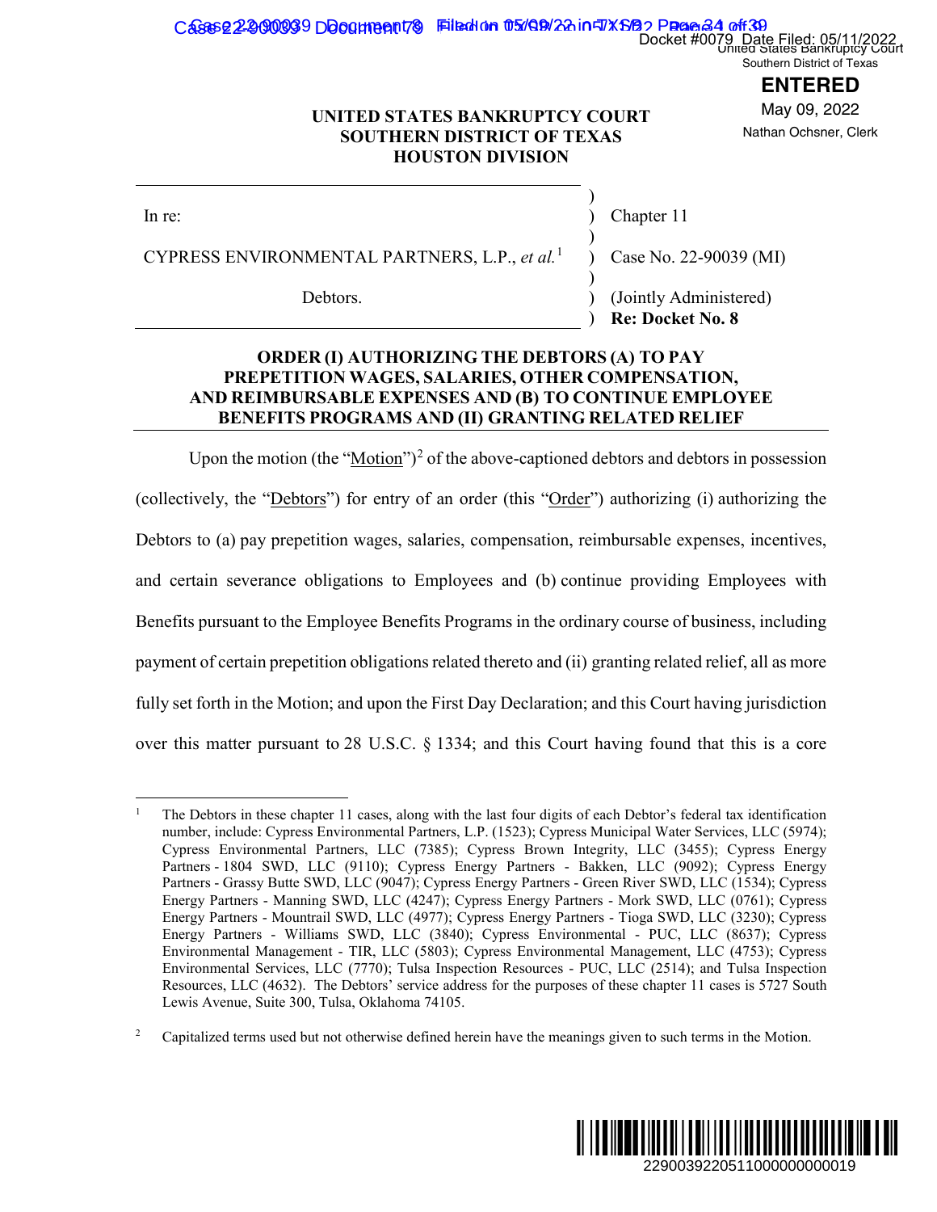United States Bankruptcy Court
Southern District of Texas

**ENTERED**

May 09, 2022

Nathan Ochsner, Clerk

**UNITED STATES BANKRUPTCY COURT**
**SOUTHERN DISTRICT OF TEXAS**
**HOUSTON DIVISION**

| | | |
|---|---|---|
| In re: | ) | Chapter 11 |
| | ) | |
| CYPRESS ENVIRONMENTAL PARTNERS, L.P., *et al.*[1] | ) | Case No. 22-90039 (MI) |
| | ) | |
| Debtors. | ) | (Jointly Administered) |
| | ) | **Re: Docket No. 8** |

**ORDER (I) AUTHORIZING THE DEBTORS (A) TO PAY PREPETITION WAGES, SALARIES, OTHER COMPENSATION, AND REIMBURSABLE EXPENSES AND (B) TO CONTINUE EMPLOYEE BENEFITS PROGRAMS AND (II) GRANTING RELATED RELIEF**

Upon the motion (the "Motion")[2] of the above-captioned debtors and debtors in possession (collectively, the "Debtors") for entry of an order (this "Order") authorizing (i) authorizing the Debtors to (a) pay prepetition wages, salaries, compensation, reimbursable expenses, incentives, and certain severance obligations to Employees and (b) continue providing Employees with Benefits pursuant to the Employee Benefits Programs in the ordinary course of business, including payment of certain prepetition obligations related thereto and (ii) granting related relief, all as more fully set forth in the Motion; and upon the First Day Declaration; and this Court having jurisdiction over this matter pursuant to 28 U.S.C. § 1334; and this Court having found that this is a core

---

[1] The Debtors in these chapter 11 cases, along with the last four digits of each Debtor's federal tax identification number, include: Cypress Environmental Partners, L.P. (1523); Cypress Municipal Water Services, LLC (5974); Cypress Environmental Partners, LLC (7385); Cypress Brown Integrity, LLC (3455); Cypress Energy Partners - 1804 SWD, LLC (9110); Cypress Energy Partners - Bakken, LLC (9092); Cypress Energy Partners - Grassy Butte SWD, LLC (9047); Cypress Energy Partners - Green River SWD, LLC (1534); Cypress Energy Partners - Manning SWD, LLC (4247); Cypress Energy Partners - Mork SWD, LLC (0761); Cypress Energy Partners - Mountrail SWD, LLC (4977); Cypress Energy Partners - Tioga SWD, LLC (3230); Cypress Energy Partners - Williams SWD, LLC (3840); Cypress Environmental - PUC, LLC (8637); Cypress Environmental Management - TIR, LLC (5803); Cypress Environmental Management, LLC (4753); Cypress Environmental Services, LLC (7770); Tulsa Inspection Resources - PUC, LLC (2514); and Tulsa Inspection Resources, LLC (4632). The Debtors' service address for the purposes of these chapter 11 cases is 5727 South Lewis Avenue, Suite 300, Tulsa, Oklahoma 74105.

[2] Capitalized terms used but not otherwise defined herein have the meanings given to such terms in the Motion.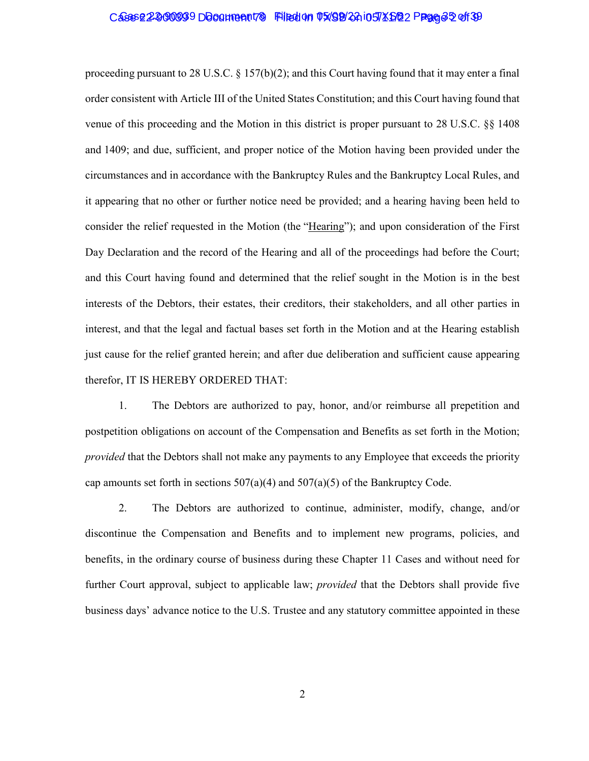proceeding pursuant to 28 U.S.C. § 157(b)(2); and this Court having found that it may enter a final order consistent with Article III of the United States Constitution; and this Court having found that venue of this proceeding and the Motion in this district is proper pursuant to 28 U.S.C. §§ 1408 and 1409; and due, sufficient, and proper notice of the Motion having been provided under the circumstances and in accordance with the Bankruptcy Rules and the Bankruptcy Local Rules, and it appearing that no other or further notice need be provided; and a hearing having been held to consider the relief requested in the Motion (the "Hearing"); and upon consideration of the First Day Declaration and the record of the Hearing and all of the proceedings had before the Court; and this Court having found and determined that the relief sought in the Motion is in the best interests of the Debtors, their estates, their creditors, their stakeholders, and all other parties in interest, and that the legal and factual bases set forth in the Motion and at the Hearing establish just cause for the relief granted herein; and after due deliberation and sufficient cause appearing therefor, IT IS HEREBY ORDERED THAT:

1. The Debtors are authorized to pay, honor, and/or reimburse all prepetition and postpetition obligations on account of the Compensation and Benefits as set forth in the Motion; *provided* that the Debtors shall not make any payments to any Employee that exceeds the priority cap amounts set forth in sections 507(a)(4) and 507(a)(5) of the Bankruptcy Code.

2. The Debtors are authorized to continue, administer, modify, change, and/or discontinue the Compensation and Benefits and to implement new programs, policies, and benefits, in the ordinary course of business during these Chapter 11 Cases and without need for further Court approval, subject to applicable law; *provided* that the Debtors shall provide five business days' advance notice to the U.S. Trustee and any statutory committee appointed in these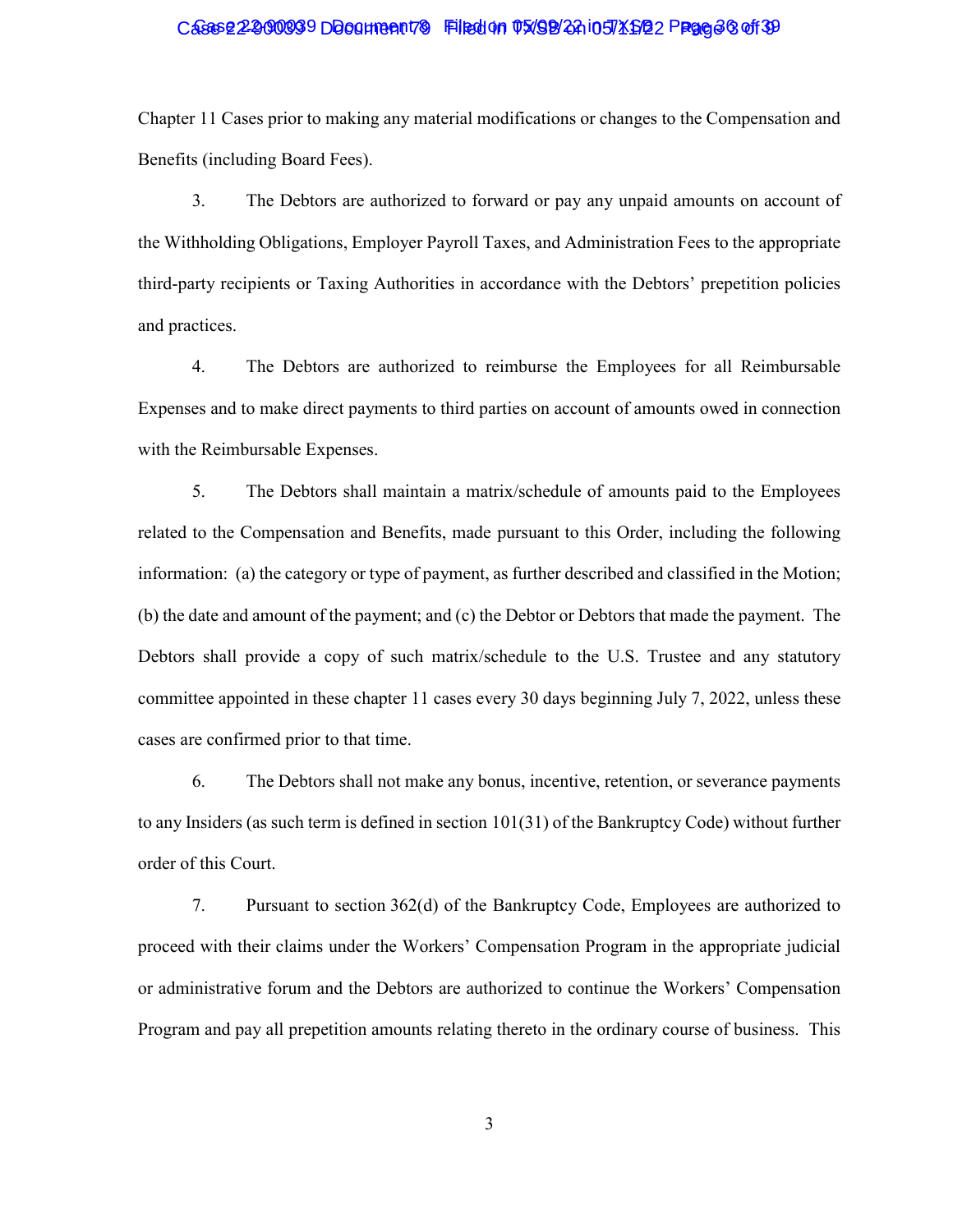Chapter 11 Cases prior to making any material modifications or changes to the Compensation and Benefits (including Board Fees).

3. The Debtors are authorized to forward or pay any unpaid amounts on account of the Withholding Obligations, Employer Payroll Taxes, and Administration Fees to the appropriate third-party recipients or Taxing Authorities in accordance with the Debtors' prepetition policies and practices.

4. The Debtors are authorized to reimburse the Employees for all Reimbursable Expenses and to make direct payments to third parties on account of amounts owed in connection with the Reimbursable Expenses.

5. The Debtors shall maintain a matrix/schedule of amounts paid to the Employees related to the Compensation and Benefits, made pursuant to this Order, including the following information: (a) the category or type of payment, as further described and classified in the Motion; (b) the date and amount of the payment; and (c) the Debtor or Debtors that made the payment. The Debtors shall provide a copy of such matrix/schedule to the U.S. Trustee and any statutory committee appointed in these chapter 11 cases every 30 days beginning July 7, 2022, unless these cases are confirmed prior to that time.

6. The Debtors shall not make any bonus, incentive, retention, or severance payments to any Insiders (as such term is defined in section 101(31) of the Bankruptcy Code) without further order of this Court.

7. Pursuant to section 362(d) of the Bankruptcy Code, Employees are authorized to proceed with their claims under the Workers' Compensation Program in the appropriate judicial or administrative forum and the Debtors are authorized to continue the Workers' Compensation Program and pay all prepetition amounts relating thereto in the ordinary course of business. This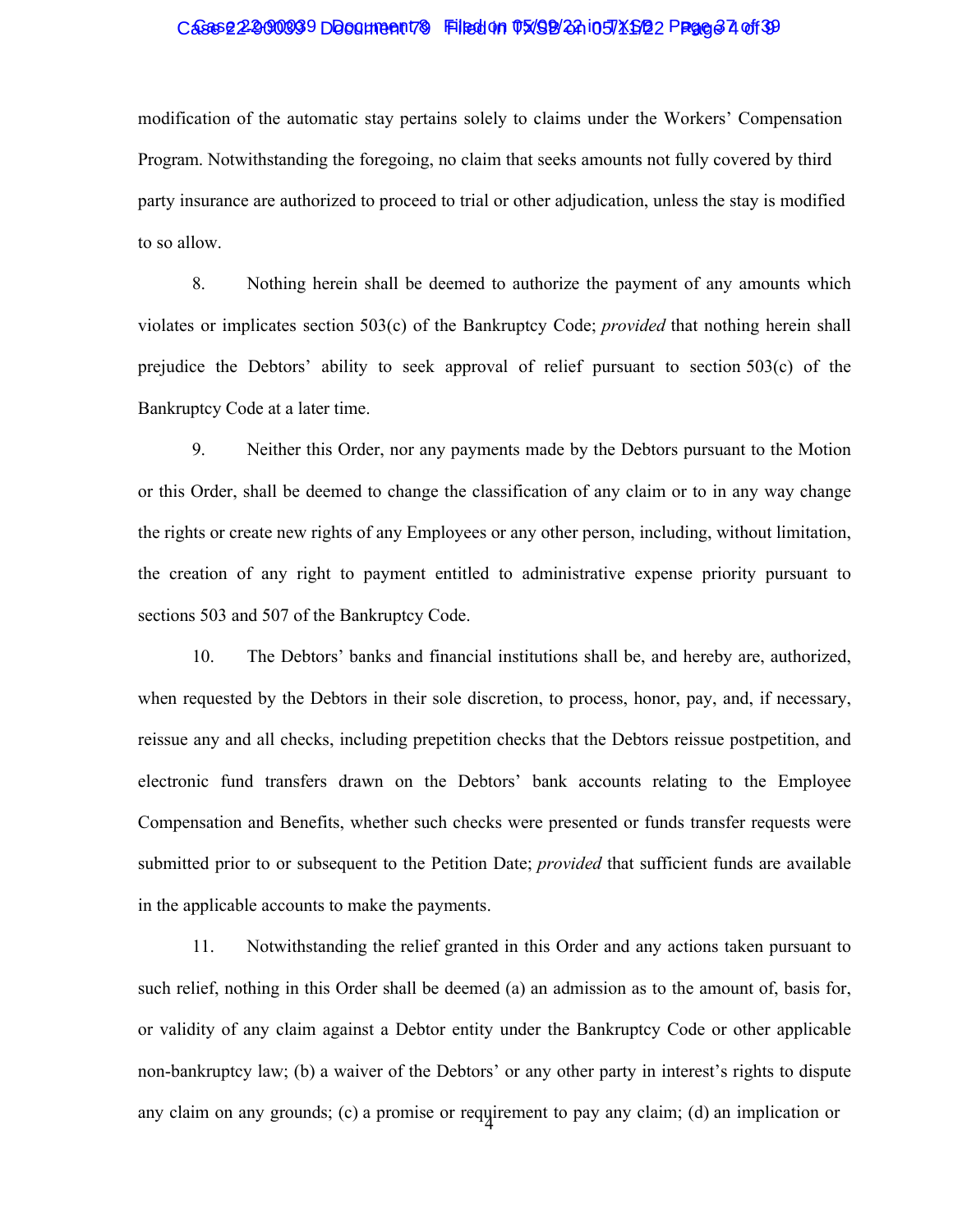modification of the automatic stay pertains solely to claims under the Workers' Compensation Program. Notwithstanding the foregoing, no claim that seeks amounts not fully covered by third party insurance are authorized to proceed to trial or other adjudication, unless the stay is modified to so allow.

8. Nothing herein shall be deemed to authorize the payment of any amounts which violates or implicates section 503(c) of the Bankruptcy Code; *provided* that nothing herein shall prejudice the Debtors' ability to seek approval of relief pursuant to section 503(c) of the Bankruptcy Code at a later time.

9. Neither this Order, nor any payments made by the Debtors pursuant to the Motion or this Order, shall be deemed to change the classification of any claim or to in any way change the rights or create new rights of any Employees or any other person, including, without limitation, the creation of any right to payment entitled to administrative expense priority pursuant to sections 503 and 507 of the Bankruptcy Code.

10. The Debtors' banks and financial institutions shall be, and hereby are, authorized, when requested by the Debtors in their sole discretion, to process, honor, pay, and, if necessary, reissue any and all checks, including prepetition checks that the Debtors reissue postpetition, and electronic fund transfers drawn on the Debtors' bank accounts relating to the Employee Compensation and Benefits, whether such checks were presented or funds transfer requests were submitted prior to or subsequent to the Petition Date; *provided* that sufficient funds are available in the applicable accounts to make the payments.

11. Notwithstanding the relief granted in this Order and any actions taken pursuant to such relief, nothing in this Order shall be deemed (a) an admission as to the amount of, basis for, or validity of any claim against a Debtor entity under the Bankruptcy Code or other applicable non-bankruptcy law; (b) a waiver of the Debtors' or any other party in interest's rights to dispute any claim on any grounds; (c) a promise or requirement to pay any claim; (d) an implication or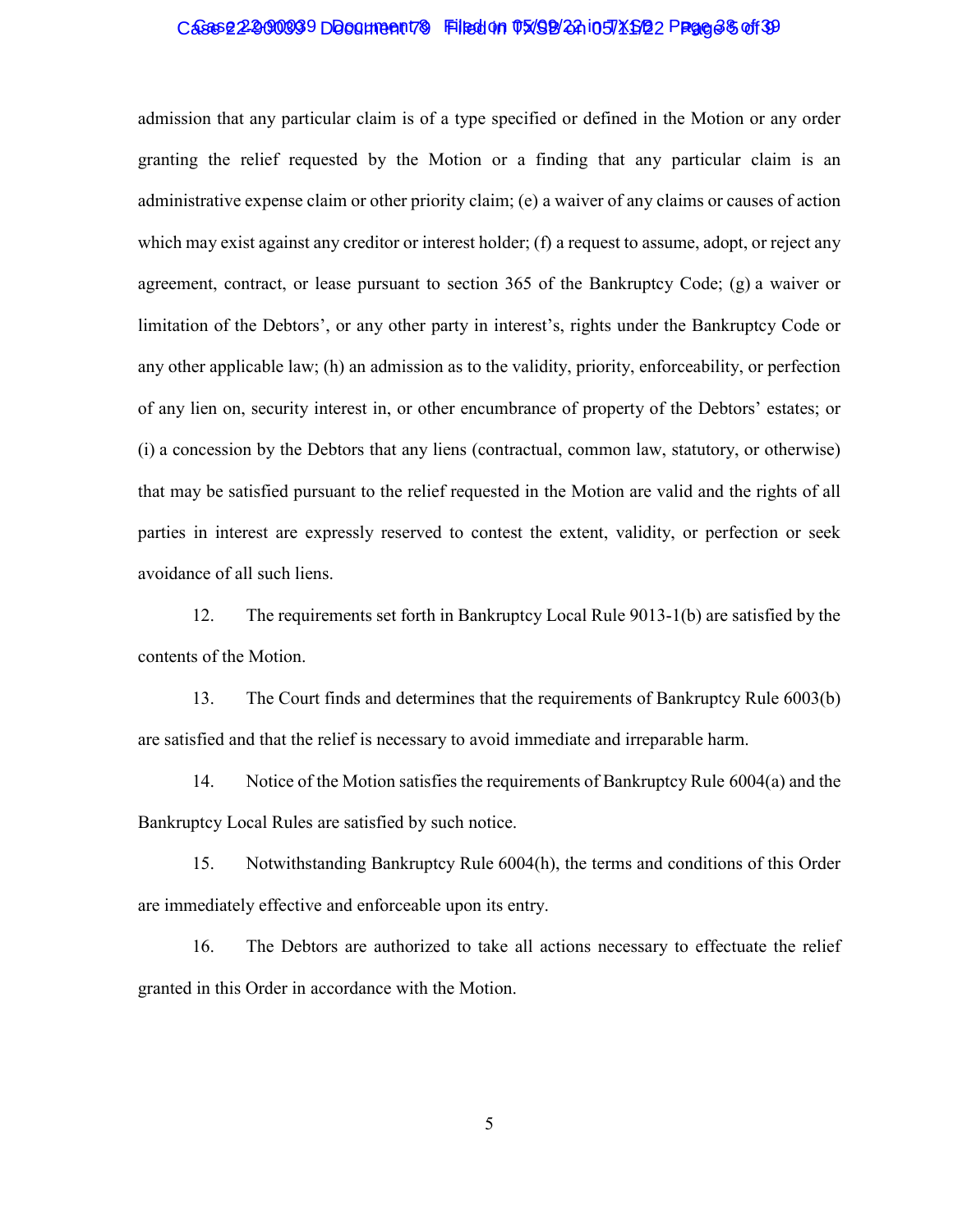admission that any particular claim is of a type specified or defined in the Motion or any order granting the relief requested by the Motion or a finding that any particular claim is an administrative expense claim or other priority claim; (e) a waiver of any claims or causes of action which may exist against any creditor or interest holder; (f) a request to assume, adopt, or reject any agreement, contract, or lease pursuant to section 365 of the Bankruptcy Code; (g) a waiver or limitation of the Debtors', or any other party in interest's, rights under the Bankruptcy Code or any other applicable law; (h) an admission as to the validity, priority, enforceability, or perfection of any lien on, security interest in, or other encumbrance of property of the Debtors' estates; or (i) a concession by the Debtors that any liens (contractual, common law, statutory, or otherwise) that may be satisfied pursuant to the relief requested in the Motion are valid and the rights of all parties in interest are expressly reserved to contest the extent, validity, or perfection or seek avoidance of all such liens.

12. The requirements set forth in Bankruptcy Local Rule 9013-1(b) are satisfied by the contents of the Motion.

13. The Court finds and determines that the requirements of Bankruptcy Rule 6003(b) are satisfied and that the relief is necessary to avoid immediate and irreparable harm.

14. Notice of the Motion satisfies the requirements of Bankruptcy Rule 6004(a) and the Bankruptcy Local Rules are satisfied by such notice.

15. Notwithstanding Bankruptcy Rule 6004(h), the terms and conditions of this Order are immediately effective and enforceable upon its entry.

16. The Debtors are authorized to take all actions necessary to effectuate the relief granted in this Order in accordance with the Motion.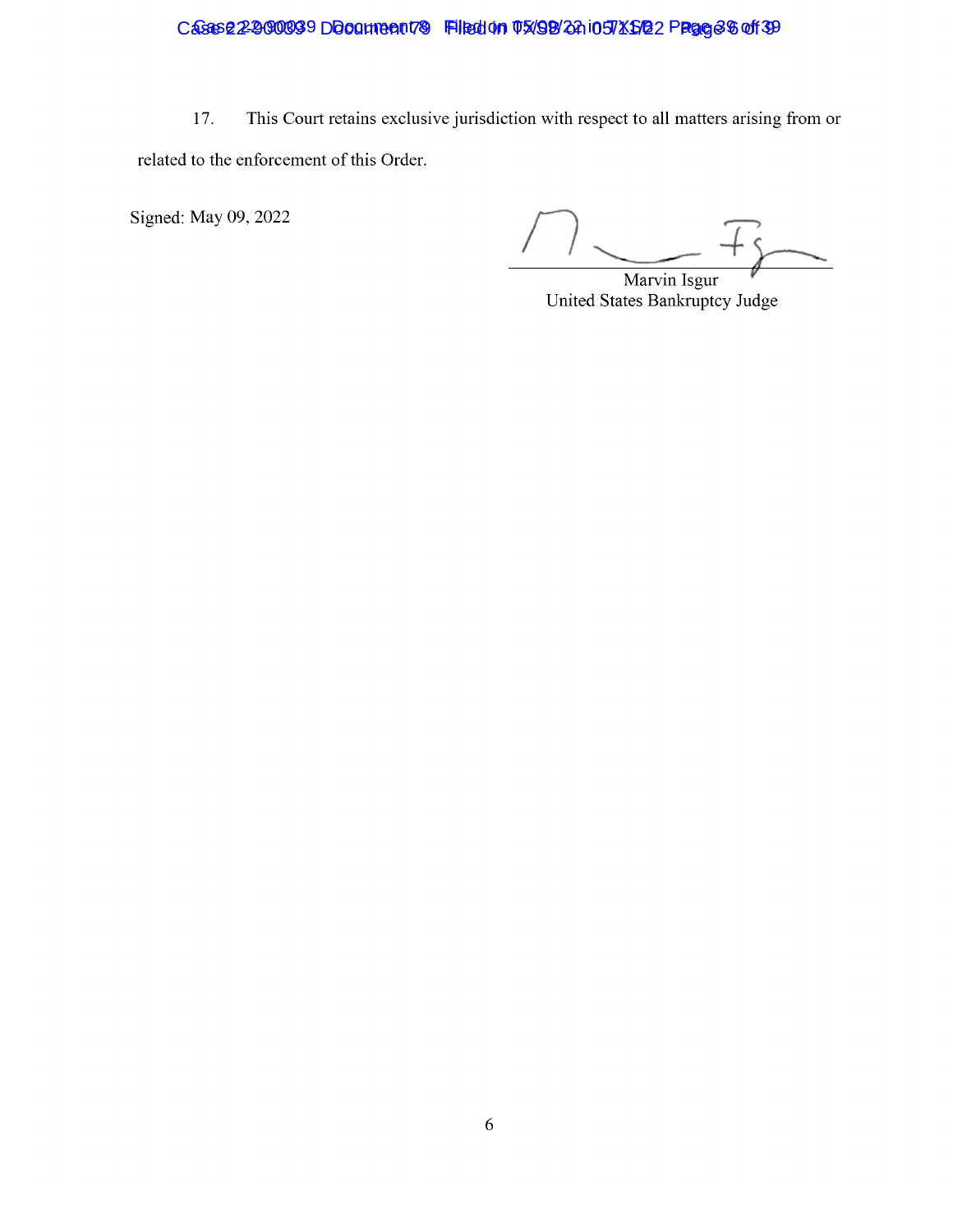17. This Court retains exclusive jurisdiction with respect to all matters arising from or related to the enforcement of this Order.

Signed: May 09, 2022

Marvin Isgur
United States Bankruptcy Judge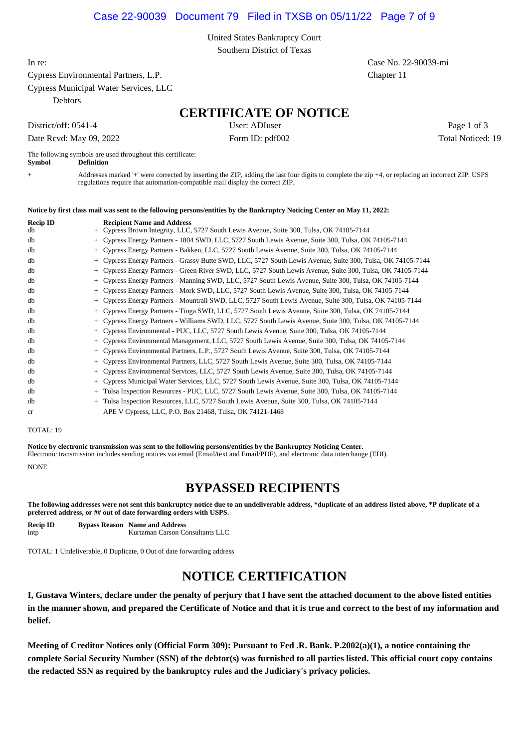United States Bankruptcy Court
Southern District of Texas

In re:
Cypress Environmental Partners, L.P.
Cypress Municipal Water Services, LLC
Debtors

Case No. 22-90039-mi
Chapter 11

# CERTIFICATE OF NOTICE

District/off: 0541-4 | User: ADIuser | Page 1 of 3
Date Rcvd: May 09, 2022 | Form ID: pdf002 | Total Noticed: 19

The following symbols are used throughout this certificate:

| Symbol | Definition |
|---|---|
| + | Addresses marked '+' were corrected by inserting the ZIP, adding the last four digits to complete the zip +4, or replacing an incorrect ZIP. USPS regulations require that automation-compatible mail display the correct ZIP. |

**Notice by first class mail was sent to the following persons/entities by the Bankruptcy Noticing Center on May 11, 2022:**

| Recip ID | | Recipient Name and Address |
|---|---|---|
| db | + | Cypress Brown Integrity, LLC, 5727 South Lewis Avenue, Suite 300, Tulsa, OK 74105-7144 |
| db | + | Cypress Energy Partners - 1804 SWD, LLC, 5727 South Lewis Avenue, Suite 300, Tulsa, OK 74105-7144 |
| db | + | Cypress Energy Partners - Bakken, LLC, 5727 South Lewis Avenue, Suite 300, Tulsa, OK 74105-7144 |
| db | + | Cypress Energy Partners - Grassy Butte SWD, LLC, 5727 South Lewis Avenue, Suite 300, Tulsa, OK 74105-7144 |
| db | + | Cypress Energy Partners - Green River SWD, LLC, 5727 South Lewis Avenue, Suite 300, Tulsa, OK 74105-7144 |
| db | + | Cypress Energy Partners - Manning SWD, LLC, 5727 South Lewis Avenue, Suite 300, Tulsa, OK 74105-7144 |
| db | + | Cypress Energy Partners - Mork SWD, LLC, 5727 South Lewis Avenue, Suite 300, Tulsa, OK 74105-7144 |
| db | + | Cypress Energy Partners - Mountrail SWD, LLC, 5727 South Lewis Avenue, Suite 300, Tulsa, OK 74105-7144 |
| db | + | Cypress Energy Partners - Tioga SWD, LLC, 5727 South Lewis Avenue, Suite 300, Tulsa, OK 74105-7144 |
| db | + | Cypress Energy Partners - Williams SWD, LLC, 5727 South Lewis Avenue, Suite 300, Tulsa, OK 74105-7144 |
| db | + | Cypress Environmental - PUC, LLC, 5727 South Lewis Avenue, Suite 300, Tulsa, OK 74105-7144 |
| db | + | Cypress Environmental Management, LLC, 5727 South Lewis Avenue, Suite 300, Tulsa, OK 74105-7144 |
| db | + | Cypress Environmental Partners, L.P., 5727 South Lewis Avenue, Suite 300, Tulsa, OK 74105-7144 |
| db | + | Cypress Environmental Partners, LLC, 5727 South Lewis Avenue, Suite 300, Tulsa, OK 74105-7144 |
| db | + | Cypress Environmental Services, LLC, 5727 South Lewis Avenue, Suite 300, Tulsa, OK 74105-7144 |
| db | + | Cypress Municipal Water Services, LLC, 5727 South Lewis Avenue, Suite 300, Tulsa, OK 74105-7144 |
| db | + | Tulsa Inspection Resources - PUC, LLC, 5727 South Lewis Avenue, Suite 300, Tulsa, OK 74105-7144 |
| db | + | Tulsa Inspection Resources, LLC, 5727 South Lewis Avenue, Suite 300, Tulsa, OK 74105-7144 |
| cr | | APE V Cypress, LLC, P.O. Box 21468, Tulsa, OK 74121-1468 |

TOTAL: 19

**Notice by electronic transmission was sent to the following persons/entities by the Bankruptcy Noticing Center.**
Electronic transmission includes sending notices via email (Email/text and Email/PDF), and electronic data interchange (EDI).

NONE

## BYPASSED RECIPIENTS

**The following addresses were not sent this bankruptcy notice due to an undeliverable address, *duplicate of an address listed above, *P duplicate of a preferred address, or ## out of date forwarding orders with USPS.**

| Recip ID | Bypass Reason | Name and Address |
|---|---|---|
| intp | | Kurtzman Carson Consultants LLC |

TOTAL: 1 Undeliverable, 0 Duplicate, 0 Out of date forwarding address

## NOTICE CERTIFICATION

**I, Gustava Winters, declare under the penalty of perjury that I have sent the attached document to the above listed entities in the manner shown, and prepared the Certificate of Notice and that it is true and correct to the best of my information and belief.**

**Meeting of Creditor Notices only (Official Form 309): Pursuant to Fed .R. Bank. P.2002(a)(1), a notice containing the complete Social Security Number (SSN) of the debtor(s) was furnished to all parties listed. This official court copy contains the redacted SSN as required by the bankruptcy rules and the Judiciary's privacy policies.**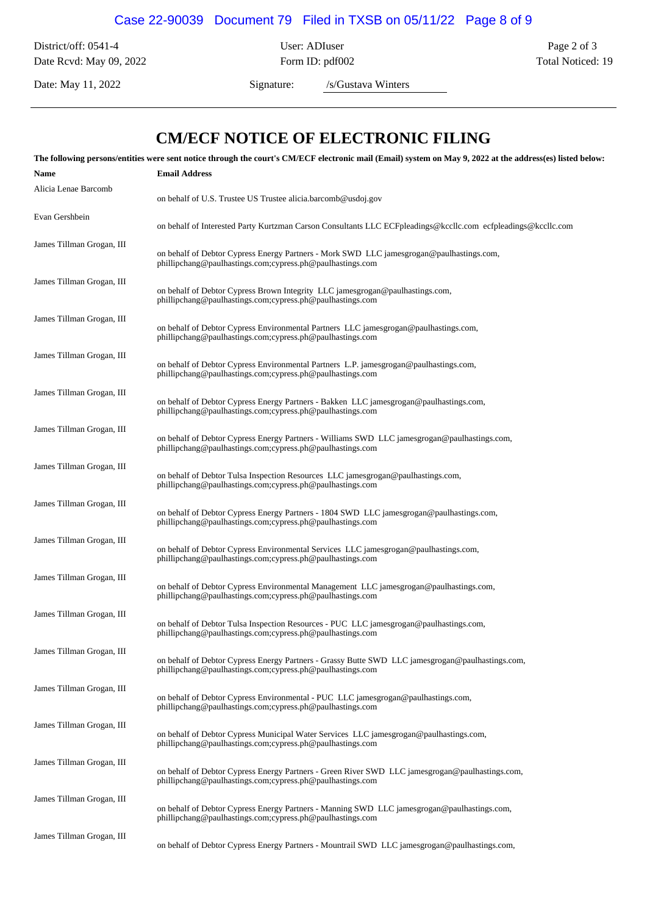District/off: 0541-4 | User: ADIuser | Page 2 of 3
Date Rcvd: May 09, 2022 | Form ID: pdf002 | Total Noticed: 19

Date: May 11, 2022 | Signature: /s/Gustava Winters

# CM/ECF NOTICE OF ELECTRONIC FILING

**The following persons/entities were sent notice through the court's CM/ECF electronic mail (Email) system on May 9, 2022 at the address(es) listed below:**

| Name | Email Address |
| --- | --- |
| Alicia Lenae Barcomb | on behalf of U.S. Trustee US Trustee alicia.barcomb@usdoj.gov |
| Evan Gershbein | on behalf of Interested Party Kurtzman Carson Consultants LLC ECFpleadings@kccllc.com ecfpleadings@kccllc.com |
| James Tillman Grogan, III | on behalf of Debtor Cypress Energy Partners - Mork SWD LLC jamesgrogan@paulhastings.com, phillipchang@paulhastings.com;cypress.ph@paulhastings.com |
| James Tillman Grogan, III | on behalf of Debtor Cypress Brown Integrity LLC jamesgrogan@paulhastings.com, phillipchang@paulhastings.com;cypress.ph@paulhastings.com |
| James Tillman Grogan, III | on behalf of Debtor Cypress Environmental Partners LLC jamesgrogan@paulhastings.com, phillipchang@paulhastings.com;cypress.ph@paulhastings.com |
| James Tillman Grogan, III | on behalf of Debtor Cypress Environmental Partners L.P. jamesgrogan@paulhastings.com, phillipchang@paulhastings.com;cypress.ph@paulhastings.com |
| James Tillman Grogan, III | on behalf of Debtor Cypress Energy Partners - Bakken LLC jamesgrogan@paulhastings.com, phillipchang@paulhastings.com;cypress.ph@paulhastings.com |
| James Tillman Grogan, III | on behalf of Debtor Cypress Energy Partners - Williams SWD LLC jamesgrogan@paulhastings.com, phillipchang@paulhastings.com;cypress.ph@paulhastings.com |
| James Tillman Grogan, III | on behalf of Debtor Tulsa Inspection Resources LLC jamesgrogan@paulhastings.com, phillipchang@paulhastings.com;cypress.ph@paulhastings.com |
| James Tillman Grogan, III | on behalf of Debtor Cypress Energy Partners - 1804 SWD LLC jamesgrogan@paulhastings.com, phillipchang@paulhastings.com;cypress.ph@paulhastings.com |
| James Tillman Grogan, III | on behalf of Debtor Cypress Environmental Services LLC jamesgrogan@paulhastings.com, phillipchang@paulhastings.com;cypress.ph@paulhastings.com |
| James Tillman Grogan, III | on behalf of Debtor Cypress Environmental Management LLC jamesgrogan@paulhastings.com, phillipchang@paulhastings.com;cypress.ph@paulhastings.com |
| James Tillman Grogan, III | on behalf of Debtor Tulsa Inspection Resources - PUC LLC jamesgrogan@paulhastings.com, phillipchang@paulhastings.com;cypress.ph@paulhastings.com |
| James Tillman Grogan, III | on behalf of Debtor Cypress Energy Partners - Grassy Butte SWD LLC jamesgrogan@paulhastings.com, phillipchang@paulhastings.com;cypress.ph@paulhastings.com |
| James Tillman Grogan, III | on behalf of Debtor Cypress Environmental - PUC LLC jamesgrogan@paulhastings.com, phillipchang@paulhastings.com;cypress.ph@paulhastings.com |
| James Tillman Grogan, III | on behalf of Debtor Cypress Municipal Water Services LLC jamesgrogan@paulhastings.com, phillipchang@paulhastings.com;cypress.ph@paulhastings.com |
| James Tillman Grogan, III | on behalf of Debtor Cypress Energy Partners - Green River SWD LLC jamesgrogan@paulhastings.com, phillipchang@paulhastings.com;cypress.ph@paulhastings.com |
| James Tillman Grogan, III | on behalf of Debtor Cypress Energy Partners - Manning SWD LLC jamesgrogan@paulhastings.com, phillipchang@paulhastings.com;cypress.ph@paulhastings.com |
| James Tillman Grogan, III | on behalf of Debtor Cypress Energy Partners - Mountrail SWD LLC jamesgrogan@paulhastings.com, |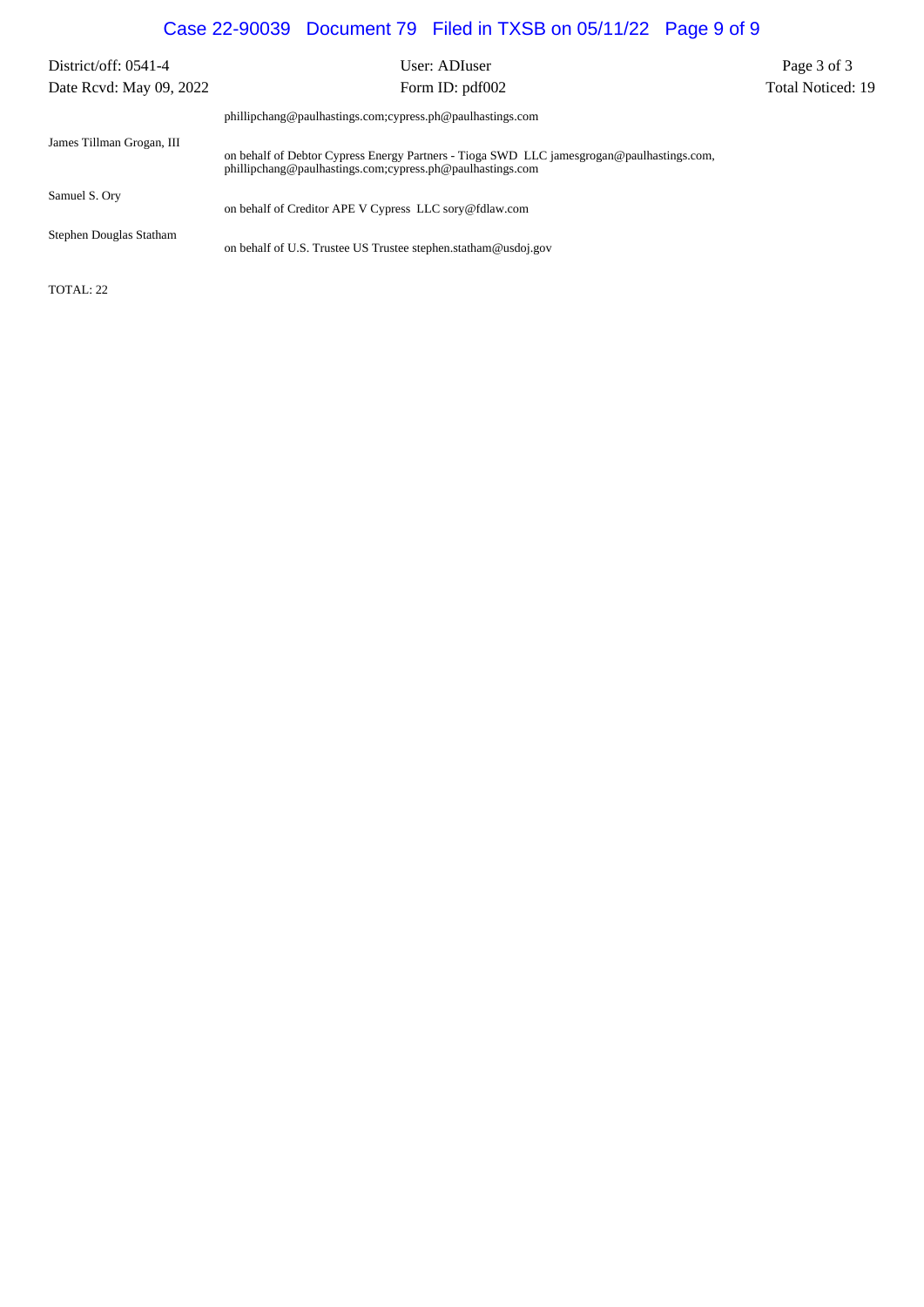| | |
|---|---|
| | phillipchang@paulhastings.com;cypress.ph@paulhastings.com |
| James Tillman Grogan, III | on behalf of Debtor Cypress Energy Partners - Tioga SWD LLC jamesgrogan@paulhastings.com, phillipchang@paulhastings.com;cypress.ph@paulhastings.com |
| Samuel S. Ory | on behalf of Creditor APE V Cypress LLC sory@fdlaw.com |
| Stephen Douglas Statham | on behalf of U.S. Trustee US Trustee stephen.statham@usdoj.gov |

TOTAL: 22